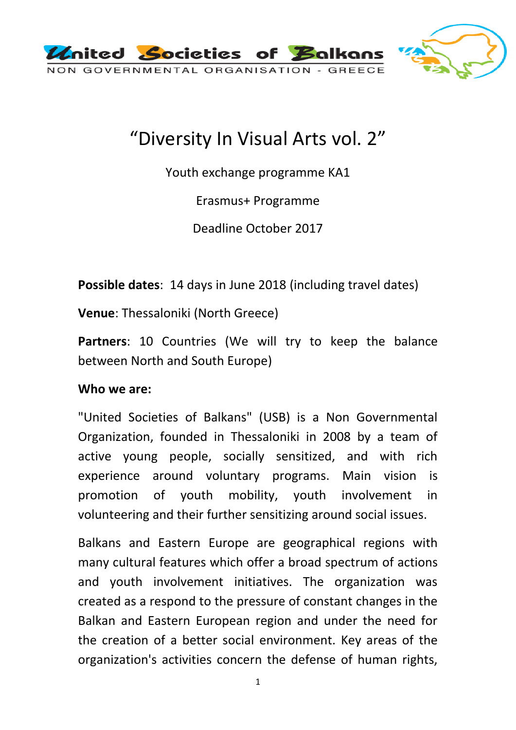United Societies of Balkans

NON GOVERNMENTAL ORGANISATION - GREECE

# "Diversity In Visual Arts vol. 2"

Youth exchange programme KA1

Erasmus+ Programme

Deadline October 2017

**Possible dates**: 14 days in June 2018 (including travel dates)

**Venue**: Thessaloniki (North Greece)

**Partners**: 10 Countries (We will try to keep the balance between North and South Europe)

**Who we are:**

"United Societies of Balkans" (USB) is a Non Governmental Organization, founded in Thessaloniki in 2008 by a team of active young people, socially sensitized, and with rich experience around voluntary programs. Main vision is promotion of youth mobility, youth involvement in volunteering and their further sensitizing around social issues.

Balkans and Eastern Europe are geographical regions with many cultural features which offer a broad spectrum of actions and youth involvement initiatives. The organization was created as a respond to the pressure of constant changes in the Balkan and Eastern European region and under the need for the creation of a better social environment. Key areas of the organization's activities concern the defense of human rights,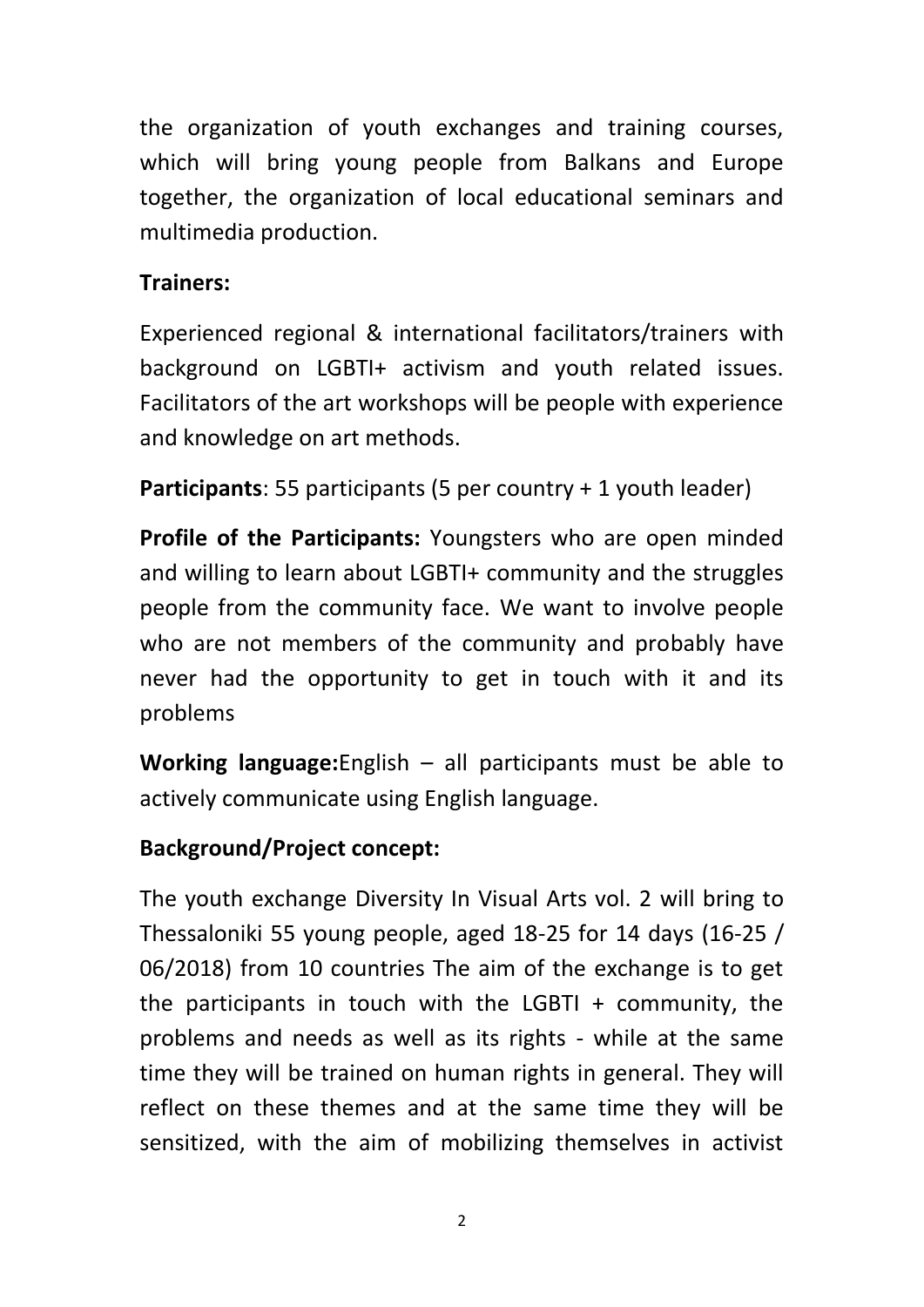the organization of youth exchanges and training courses, which will bring young people from Balkans and Europe together, the organization of local educational seminars and multimedia production.

**Trainers:**

Experienced regional & international facilitators/trainers with background on LGBTI+ activism and youth related issues. Facilitators of the art workshops will be people with experience and knowledge on art methods.

**Participants**: 55 participants (5 per country + 1 youth leader)

**Profile of the Participants:** Youngsters who are open minded and willing to learn about LGBTI+ community and the struggles people from the community face. We want to involve people who are not members of the community and probably have never had the opportunity to get in touch with it and its problems

**Working language:**English – all participants must be able to actively communicate using English language.

**Background/Project concept:**

The youth exchange Diversity In Visual Arts vol. 2 will bring to Thessaloniki 55 young people, aged 18-25 for 14 days (16-25 / 06/2018) from 10 countries The aim of the exchange is to get the participants in touch with the LGBTI + community, the problems and needs as well as its rights - while at the same time they will be trained on human rights in general. They will reflect on these themes and at the same time they will be sensitized, with the aim of mobilizing themselves in activist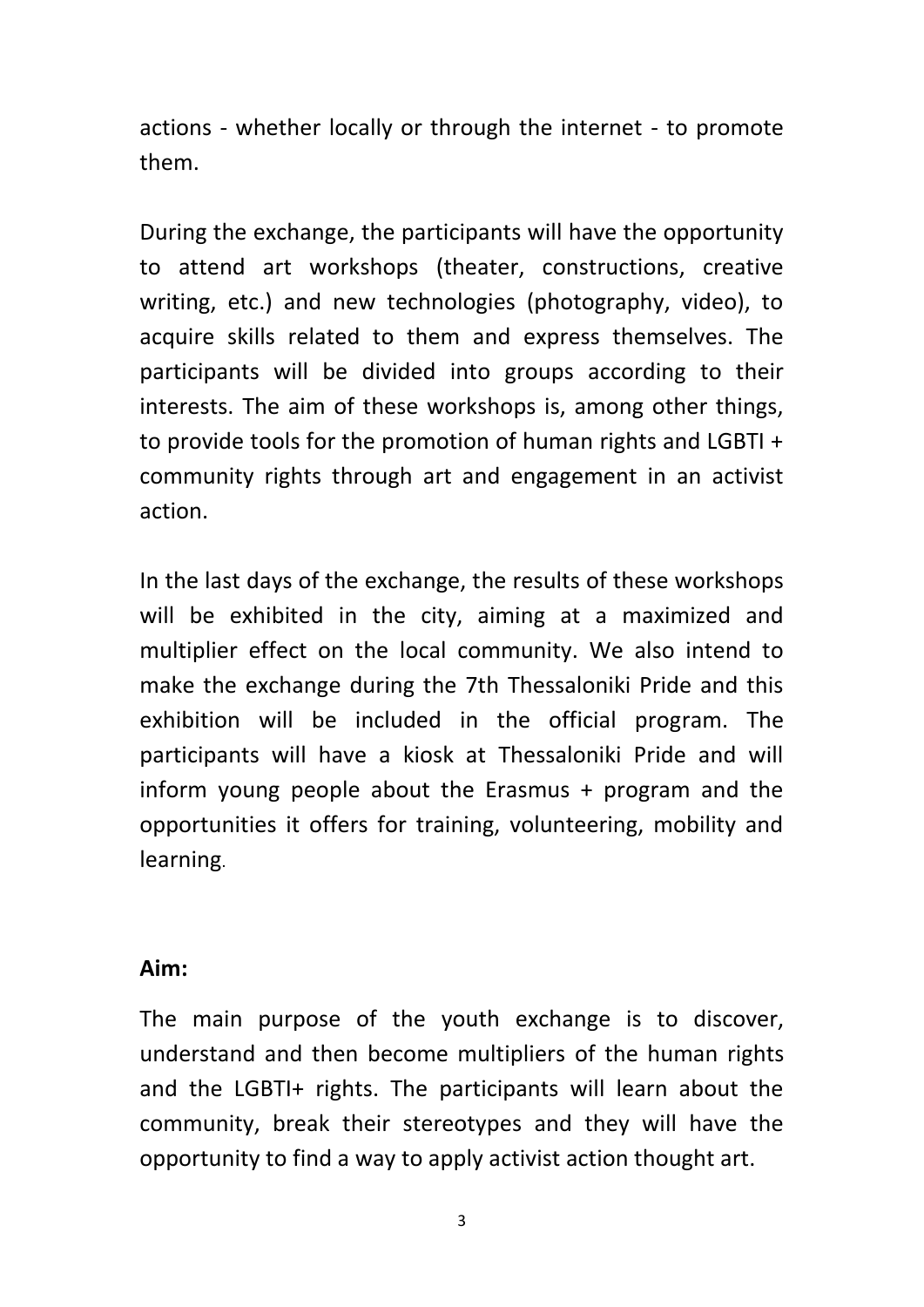actions - whether locally or through the internet - to promote them.

During the exchange, the participants will have the opportunity to attend art workshops (theater, constructions, creative writing, etc.) and new technologies (photography, video), to acquire skills related to them and express themselves. The participants will be divided into groups according to their interests. The aim of these workshops is, among other things, to provide tools for the promotion of human rights and LGBTI + community rights through art and engagement in an activist action.

In the last days of the exchange, the results of these workshops will be exhibited in the city, aiming at a maximized and multiplier effect on the local community. We also intend to make the exchange during the 7th Thessaloniki Pride and this exhibition will be included in the official program. The participants will have a kiosk at Thessaloniki Pride and will inform young people about the Erasmus + program and the opportunities it offers for training, volunteering, mobility and learning.

**Aim:**

The main purpose of the youth exchange is to discover, understand and then become multipliers of the human rights and the LGBTI+ rights. The participants will learn about the community, break their stereotypes and they will have the opportunity to find a way to apply activist action thought art.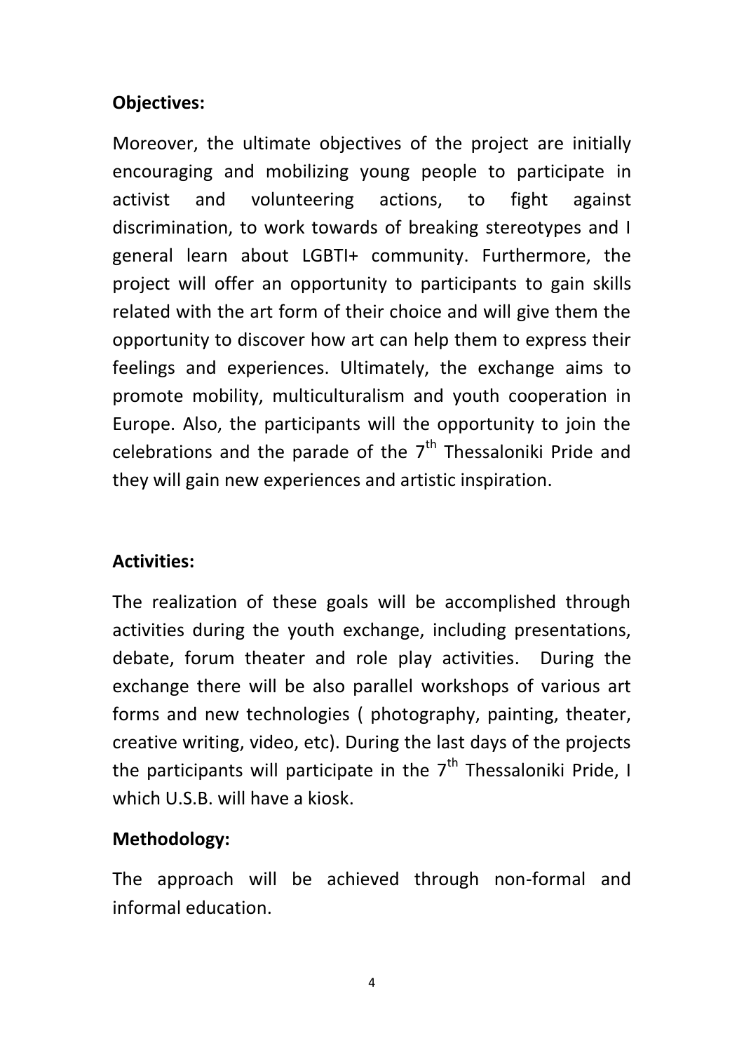**Objectives:**

Moreover, the ultimate objectives of the project are initially encouraging and mobilizing young people to participate in activist and volunteering actions, to fight against discrimination, to work towards of breaking stereotypes and I general learn about LGBTI+ community. Furthermore, the project will offer an opportunity to participants to gain skills related with the art form of their choice and will give them the opportunity to discover how art can help them to express their feelings and experiences. Ultimately, the exchange aims to promote mobility, multiculturalism and youth cooperation in Europe. Also, the participants will the opportunity to join the celebrations and the parade of the 7th Thessaloniki Pride and they will gain new experiences and artistic inspiration.

**Activities:**

The realization of these goals will be accomplished through activities during the youth exchange, including presentations, debate, forum theater and role play activities. During the exchange there will be also parallel workshops of various art forms and new technologies ( photography, painting, theater, creative writing, video, etc). During the last days of the projects the participants will participate in the 7th Thessaloniki Pride, I which U.S.B. will have a kiosk.

**Methodology:**

The approach will be achieved through non-formal and informal education.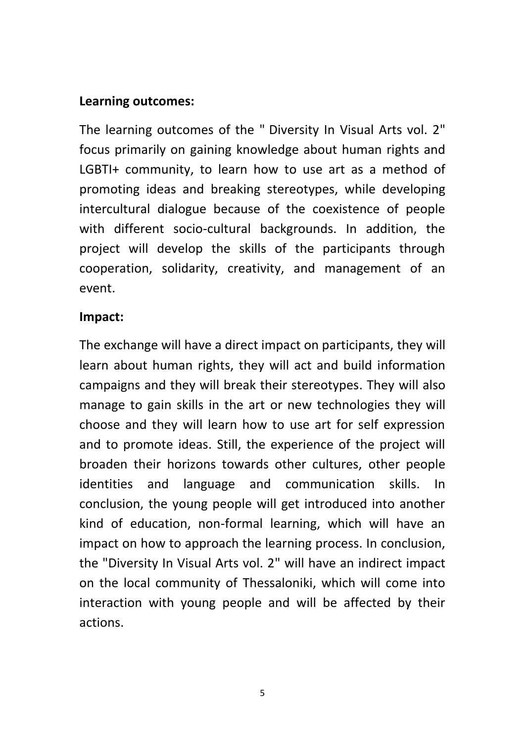**Learning outcomes:**

The learning outcomes of the " Diversity In Visual Arts vol. 2" focus primarily on gaining knowledge about human rights and LGBTI+ community, to learn how to use art as a method of promoting ideas and breaking stereotypes, while developing intercultural dialogue because of the coexistence of people with different socio-cultural backgrounds. In addition, the project will develop the skills of the participants through cooperation, solidarity, creativity, and management of an event.

**Impact:**

The exchange will have a direct impact on participants, they will learn about human rights, they will act and build information campaigns and they will break their stereotypes. They will also manage to gain skills in the art or new technologies they will choose and they will learn how to use art for self expression and to promote ideas. Still, the experience of the project will broaden their horizons towards other cultures, other people identities and language and communication skills. In conclusion, the young people will get introduced into another kind of education, non-formal learning, which will have an impact on how to approach the learning process. In conclusion, the "Diversity In Visual Arts vol. 2" will have an indirect impact on the local community of Thessaloniki, which will come into interaction with young people and will be affected by their actions.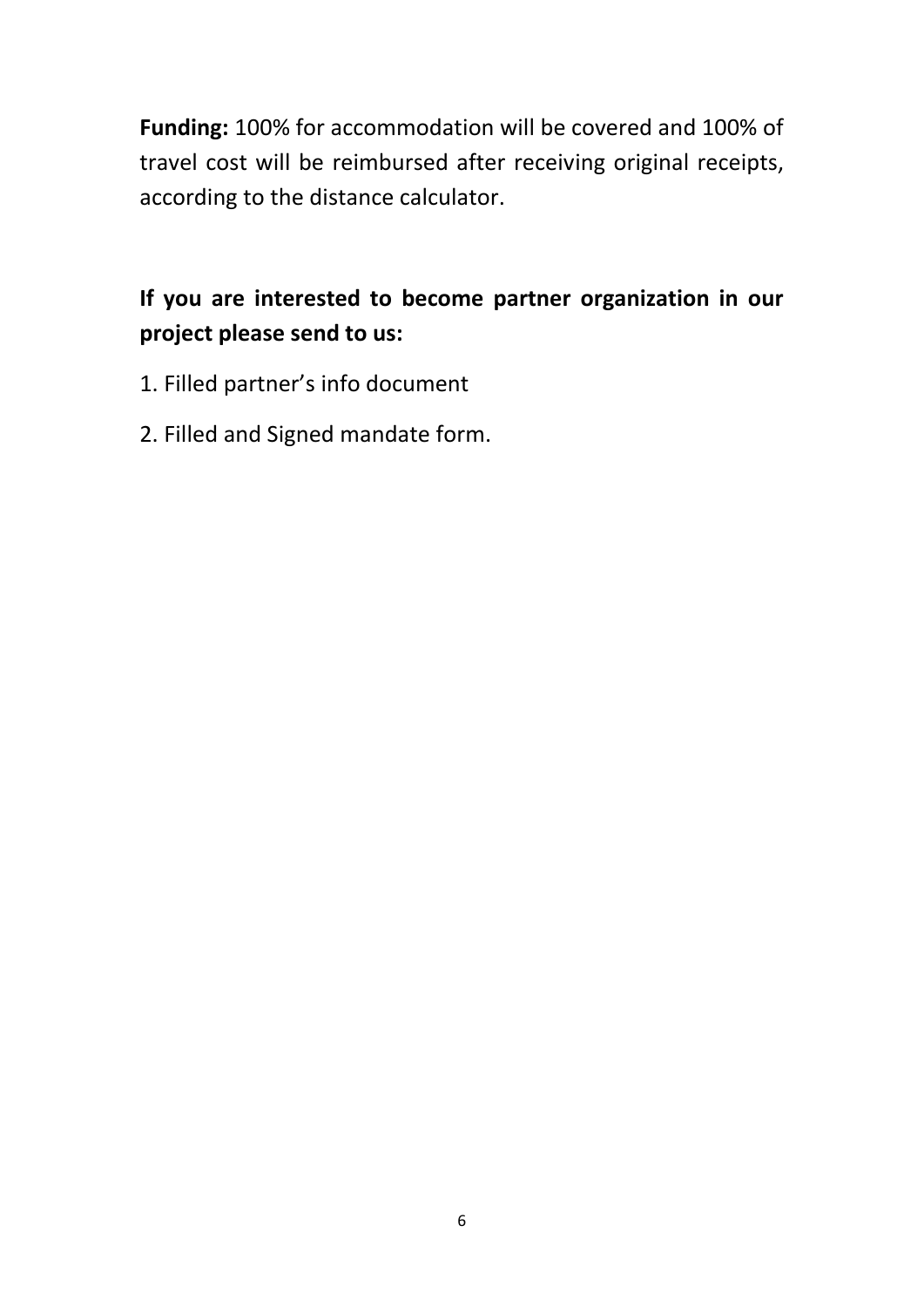**Funding:** 100% for accommodation will be covered and 100% of travel cost will be reimbursed after receiving original receipts, according to the distance calculator.

**If you are interested to become partner organization in our project please send to us:**

1. Filled partner's info document
2. Filled and Signed mandate form.